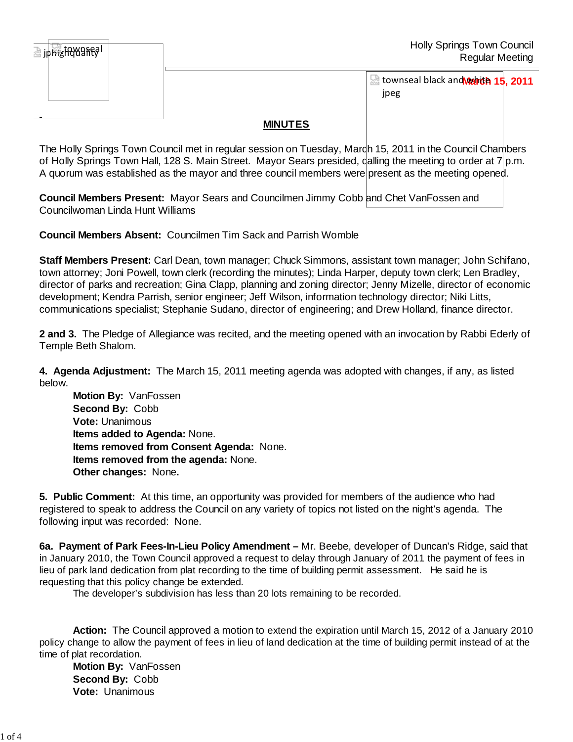Holly Springs Town Council
Regular Meeting

**March 15, 2011**

## MINUTES

The Holly Springs Town Council met in regular session on Tuesday, March 15, 2011 in the Council Chambers of Holly Springs Town Hall, 128 S. Main Street. Mayor Sears presided, calling the meeting to order at 7 p.m. A quorum was established as the mayor and three council members were present as the meeting opened.

**Council Members Present:** Mayor Sears and Councilmen Jimmy Cobb and Chet VanFossen and Councilwoman Linda Hunt Williams

**Council Members Absent:** Councilmen Tim Sack and Parrish Womble

**Staff Members Present:** Carl Dean, town manager; Chuck Simmons, assistant town manager; John Schifano, town attorney; Joni Powell, town clerk (recording the minutes); Linda Harper, deputy town clerk; Len Bradley, director of parks and recreation; Gina Clapp, planning and zoning director; Jenny Mizelle, director of economic development; Kendra Parrish, senior engineer; Jeff Wilson, information technology director; Niki Litts, communications specialist; Stephanie Sudano, director of engineering; and Drew Holland, finance director.

**2 and 3.** The Pledge of Allegiance was recited, and the meeting opened with an invocation by Rabbi Ederly of Temple Beth Shalom.

**4. Agenda Adjustment:** The March 15, 2011 meeting agenda was adopted with changes, if any, as listed below.

**Motion By:** VanFossen
**Second By:** Cobb
**Vote:** Unanimous
**Items added to Agenda:** None.
**Items removed from Consent Agenda:** None.
**Items removed from the agenda:** None.
**Other changes:** None**.**

**5. Public Comment:** At this time, an opportunity was provided for members of the audience who had registered to speak to address the Council on any variety of topics not listed on the night's agenda. The following input was recorded: None.

**6a. Payment of Park Fees-In-Lieu Policy Amendment –** Mr. Beebe, developer of Duncan's Ridge, said that in January 2010, the Town Council approved a request to delay through January of 2011 the payment of fees in lieu of park land dedication from plat recording to the time of building permit assessment. He said he is requesting that this policy change be extended.

The developer's subdivision has less than 20 lots remaining to be recorded.

**Action:** The Council approved a motion to extend the expiration until March 15, 2012 of a January 2010 policy change to allow the payment of fees in lieu of land dedication at the time of building permit instead of at the time of plat recordation.

**Motion By:** VanFossen
**Second By:** Cobb
**Vote:** Unanimous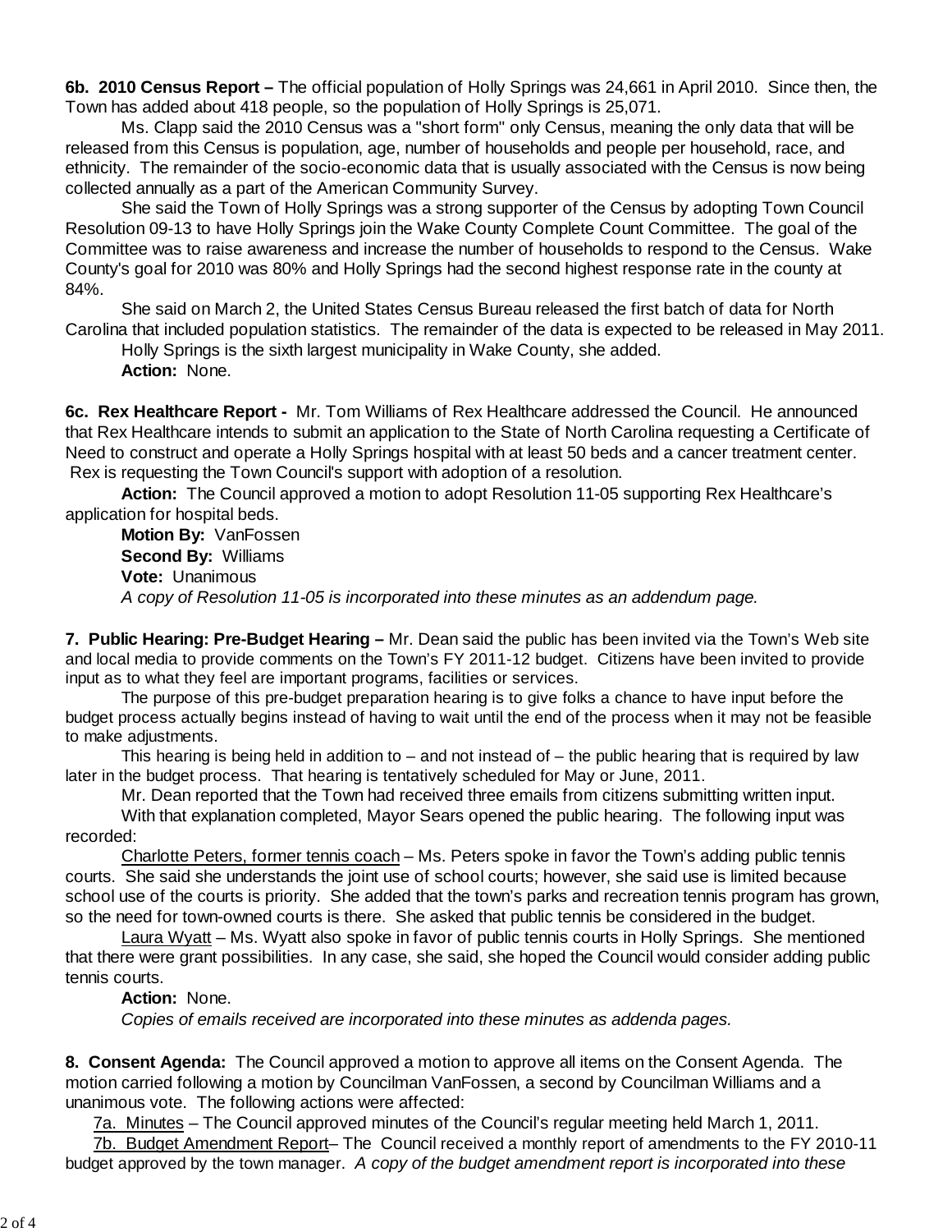**6b. 2010 Census Report –** The official population of Holly Springs was 24,661 in April 2010. Since then, the Town has added about 418 people, so the population of Holly Springs is 25,071.

Ms. Clapp said the 2010 Census was a "short form" only Census, meaning the only data that will be released from this Census is population, age, number of households and people per household, race, and ethnicity. The remainder of the socio-economic data that is usually associated with the Census is now being collected annually as a part of the American Community Survey.

She said the Town of Holly Springs was a strong supporter of the Census by adopting Town Council Resolution 09-13 to have Holly Springs join the Wake County Complete Count Committee. The goal of the Committee was to raise awareness and increase the number of households to respond to the Census. Wake County's goal for 2010 was 80% and Holly Springs had the second highest response rate in the county at 84%.

She said on March 2, the United States Census Bureau released the first batch of data for North Carolina that included population statistics. The remainder of the data is expected to be released in May 2011.

Holly Springs is the sixth largest municipality in Wake County, she added.

**Action:** None.

**6c. Rex Healthcare Report -** Mr. Tom Williams of Rex Healthcare addressed the Council. He announced that Rex Healthcare intends to submit an application to the State of North Carolina requesting a Certificate of Need to construct and operate a Holly Springs hospital with at least 50 beds and a cancer treatment center. Rex is requesting the Town Council's support with adoption of a resolution.

**Action:** The Council approved a motion to adopt Resolution 11-05 supporting Rex Healthcare's application for hospital beds.

**Motion By:** VanFossen

**Second By:** Williams

**Vote:** Unanimous

*A copy of Resolution 11-05 is incorporated into these minutes as an addendum page.*

**7. Public Hearing: Pre-Budget Hearing –** Mr. Dean said the public has been invited via the Town's Web site and local media to provide comments on the Town's FY 2011-12 budget. Citizens have been invited to provide input as to what they feel are important programs, facilities or services.

The purpose of this pre-budget preparation hearing is to give folks a chance to have input before the budget process actually begins instead of having to wait until the end of the process when it may not be feasible to make adjustments.

This hearing is being held in addition to – and not instead of – the public hearing that is required by law later in the budget process. That hearing is tentatively scheduled for May or June, 2011.

Mr. Dean reported that the Town had received three emails from citizens submitting written input.

With that explanation completed, Mayor Sears opened the public hearing. The following input was recorded:

Charlotte Peters, former tennis coach – Ms. Peters spoke in favor the Town's adding public tennis courts. She said she understands the joint use of school courts; however, she said use is limited because school use of the courts is priority. She added that the town's parks and recreation tennis program has grown, so the need for town-owned courts is there. She asked that public tennis be considered in the budget.

Laura Wyatt – Ms. Wyatt also spoke in favor of public tennis courts in Holly Springs. She mentioned that there were grant possibilities. In any case, she said, she hoped the Council would consider adding public tennis courts.

**Action:** None.

*Copies of emails received are incorporated into these minutes as addenda pages.*

**8. Consent Agenda:** The Council approved a motion to approve all items on the Consent Agenda. The motion carried following a motion by Councilman VanFossen, a second by Councilman Williams and a unanimous vote. The following actions were affected:

7a. Minutes – The Council approved minutes of the Council's regular meeting held March 1, 2011.

7b. Budget Amendment Report– The Council received a monthly report of amendments to the FY 2010-11 budget approved by the town manager. *A copy of the budget amendment report is incorporated into these*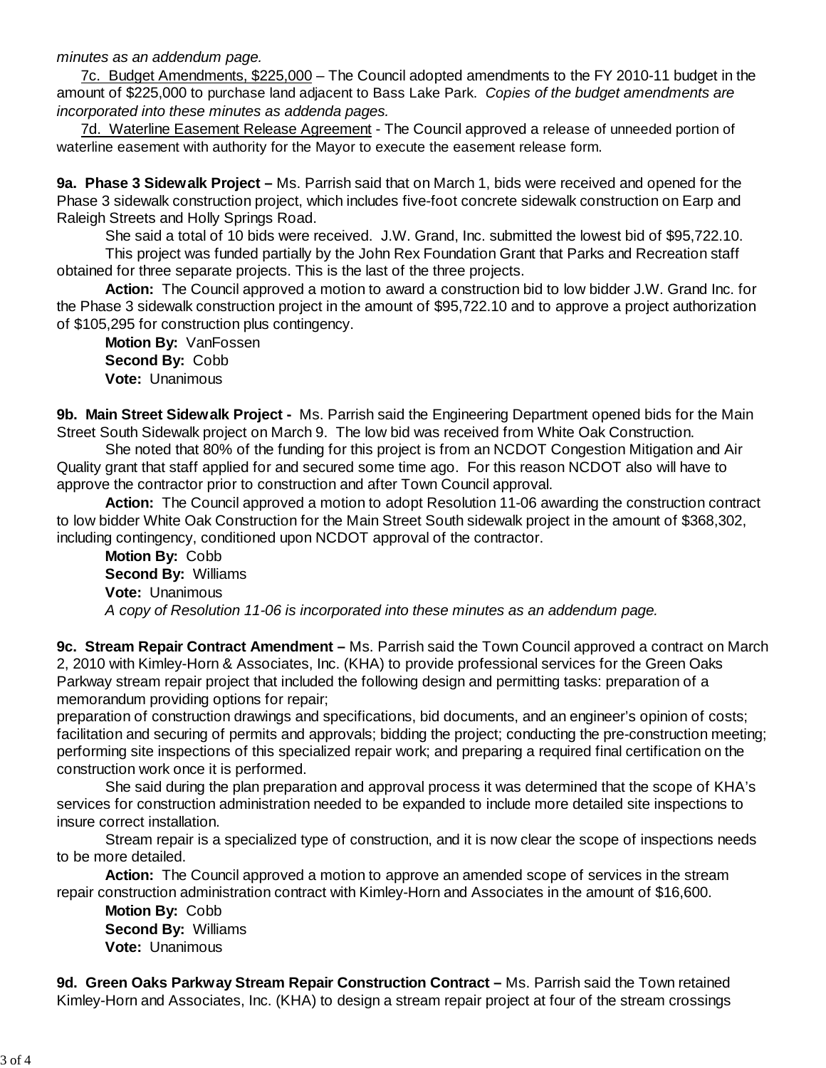*minutes as an addendum page.*

7c. Budget Amendments, $225,000 – The Council adopted amendments to the FY 2010-11 budget in the amount of $225,000 to purchase land adjacent to Bass Lake Park. *Copies of the budget amendments are incorporated into these minutes as addenda pages.*

7d. Waterline Easement Release Agreement - The Council approved a release of unneeded portion of waterline easement with authority for the Mayor to execute the easement release form.

**9a. Phase 3 Sidewalk Project –** Ms. Parrish said that on March 1, bids were received and opened for the Phase 3 sidewalk construction project, which includes five-foot concrete sidewalk construction on Earp and Raleigh Streets and Holly Springs Road.

She said a total of 10 bids were received. J.W. Grand, Inc. submitted the lowest bid of $95,722.10.

This project was funded partially by the John Rex Foundation Grant that Parks and Recreation staff obtained for three separate projects. This is the last of the three projects.

**Action:** The Council approved a motion to award a construction bid to low bidder J.W. Grand Inc. for the Phase 3 sidewalk construction project in the amount of $95,722.10 and to approve a project authorization of $105,295 for construction plus contingency.

**Motion By:** VanFossen
**Second By:** Cobb
**Vote:** Unanimous

**9b. Main Street Sidewalk Project -** Ms. Parrish said the Engineering Department opened bids for the Main Street South Sidewalk project on March 9. The low bid was received from White Oak Construction.

She noted that 80% of the funding for this project is from an NCDOT Congestion Mitigation and Air Quality grant that staff applied for and secured some time ago. For this reason NCDOT also will have to approve the contractor prior to construction and after Town Council approval.

**Action:** The Council approved a motion to adopt Resolution 11-06 awarding the construction contract to low bidder White Oak Construction for the Main Street South sidewalk project in the amount of $368,302, including contingency, conditioned upon NCDOT approval of the contractor.

**Motion By:** Cobb
**Second By:** Williams
**Vote:** Unanimous

*A copy of Resolution 11-06 is incorporated into these minutes as an addendum page.*

**9c. Stream Repair Contract Amendment –** Ms. Parrish said the Town Council approved a contract on March 2, 2010 with Kimley-Horn & Associates, Inc. (KHA) to provide professional services for the Green Oaks Parkway stream repair project that included the following design and permitting tasks: preparation of a memorandum providing options for repair;
preparation of construction drawings and specifications, bid documents, and an engineer's opinion of costs; facilitation and securing of permits and approvals; bidding the project; conducting the pre-construction meeting; performing site inspections of this specialized repair work; and preparing a required final certification on the construction work once it is performed.

She said during the plan preparation and approval process it was determined that the scope of KHA's services for construction administration needed to be expanded to include more detailed site inspections to insure correct installation.

Stream repair is a specialized type of construction, and it is now clear the scope of inspections needs to be more detailed.

**Action:** The Council approved a motion to approve an amended scope of services in the stream repair construction administration contract with Kimley-Horn and Associates in the amount of $16,600.

**Motion By:** Cobb
**Second By:** Williams
**Vote:** Unanimous

**9d. Green Oaks Parkway Stream Repair Construction Contract –** Ms. Parrish said the Town retained Kimley-Horn and Associates, Inc. (KHA) to design a stream repair project at four of the stream crossings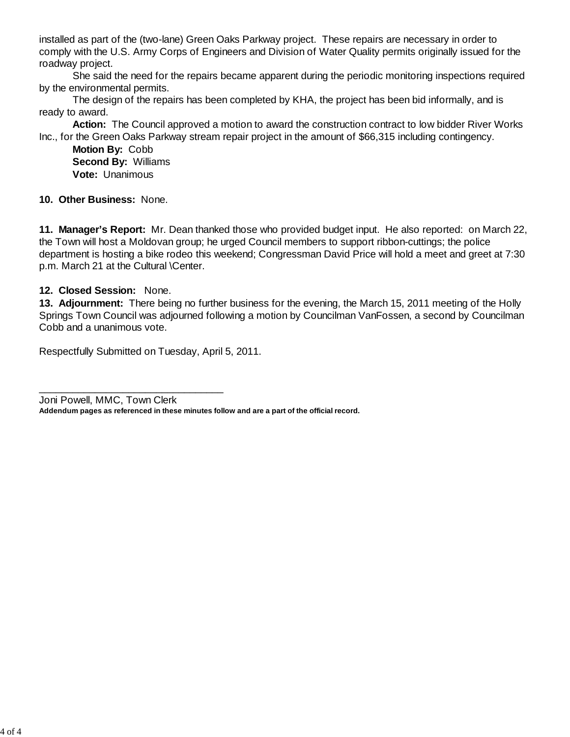installed as part of the (two-lane) Green Oaks Parkway project. These repairs are necessary in order to comply with the U.S. Army Corps of Engineers and Division of Water Quality permits originally issued for the roadway project.

She said the need for the repairs became apparent during the periodic monitoring inspections required by the environmental permits.

The design of the repairs has been completed by KHA, the project has been bid informally, and is ready to award.

**Action:** The Council approved a motion to award the construction contract to low bidder River Works Inc., for the Green Oaks Parkway stream repair project in the amount of $66,315 including contingency.

**Motion By:** Cobb
**Second By:** Williams
**Vote:** Unanimous

**10. Other Business:** None.

**11. Manager's Report:** Mr. Dean thanked those who provided budget input. He also reported: on March 22, the Town will host a Moldovan group; he urged Council members to support ribbon-cuttings; the police department is hosting a bike rodeo this weekend; Congressman David Price will hold a meet and greet at 7:30 p.m. March 21 at the Cultural \Center.

**12. Closed Session:** None.

**13. Adjournment:** There being no further business for the evening, the March 15, 2011 meeting of the Holly Springs Town Council was adjourned following a motion by Councilman VanFossen, a second by Councilman Cobb and a unanimous vote.

Respectfully Submitted on Tuesday, April 5, 2011.

_________________________________

Joni Powell, MMC, Town Clerk

**Addendum pages as referenced in these minutes follow and are a part of the official record.**